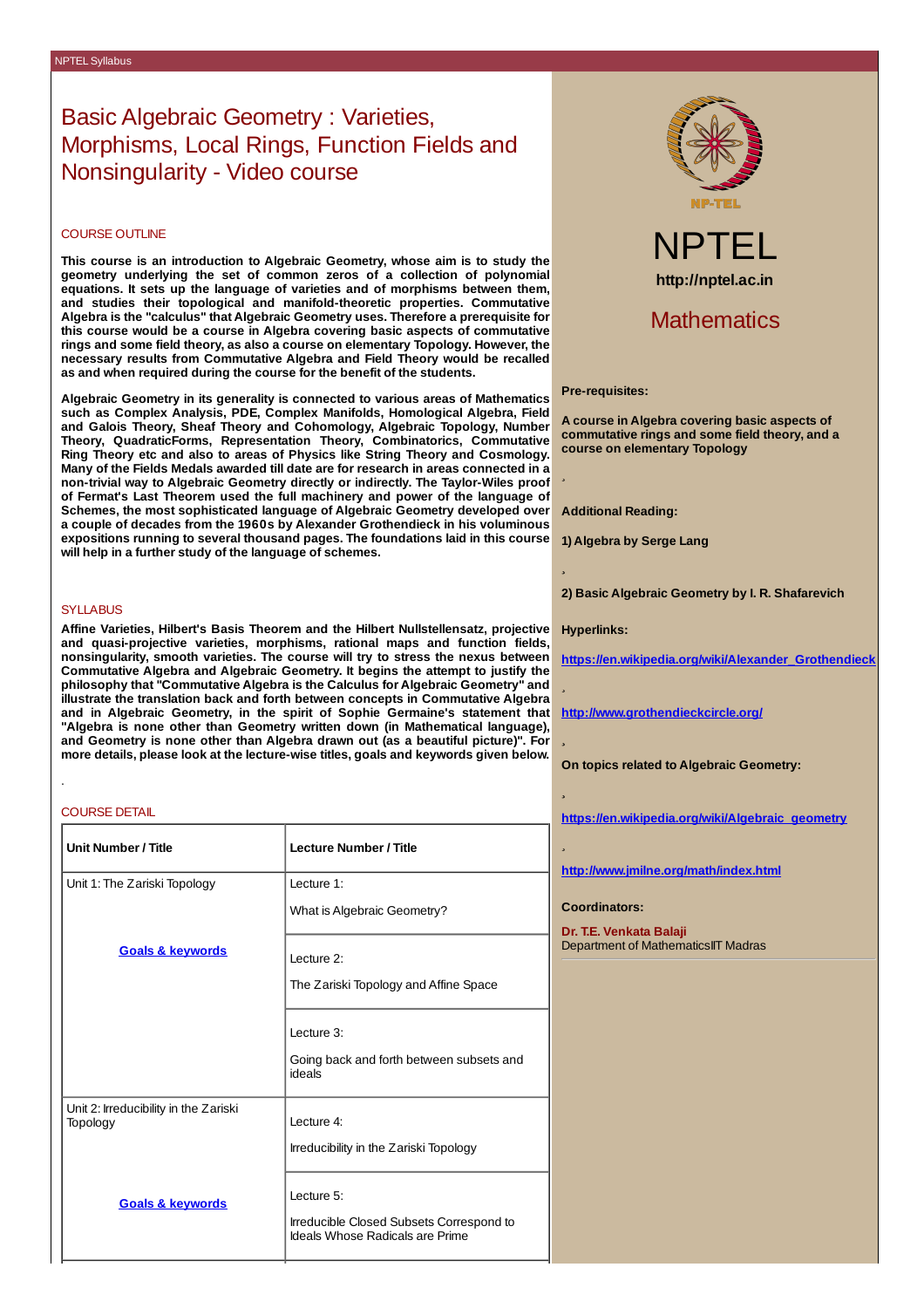# Basic Algebraic Geometry : Varieties, Morphisms, Local Rings, Function Fields and Nonsingularity - Video course

## COURSE OUTLINE

**This course is an introduction to Algebraic Geometry, whose aim is to study the geometry underlying the set of common zeros of a collection of polynomial equations. It sets up the language of varieties and of morphisms between them, and studies their topological and manifold-theoretic properties. Commutative Algebra is the "calculus" that Algebraic Geometry uses. Therefore a prerequisite for this course would be a course in Algebra covering basic aspects of commutative rings and some field theory, as also a course on elementary Topology. However, the necessary results from Commutative Algebra and Field Theory would be recalled as and when required during the course for the benefit of the students.**

**Algebraic Geometry in its generality is connected to various areas of Mathematics such as Complex Analysis, PDE, Complex Manifolds, Homological Algebra, Field and Galois Theory, Sheaf Theory and Cohomology, Algebraic Topology, Number Theory, QuadraticForms, Representation Theory, Combinatorics, Commutative Ring Theory etc and also to areas of Physics like String Theory and Cosmology. Many of the Fields Medals awarded till date are for research in areas connected in a non-trivial way to Algebraic Geometry directly or indirectly. The Taylor-Wiles proof of Fermat's Last Theorem used the full machinery and power of the language of Schemes, the most sophisticated language of Algebraic Geometry developed over a couple of decades from the 1960s by Alexander Grothendieck in his voluminous expositions running to several thousand pages. The foundations laid in this course will help in a further study of the language of schemes.**

## SYLLABUS

**Affine Varieties, Hilbert's Basis Theorem and the Hilbert Nullstellensatz, projective and quasi-projective varieties, morphisms, rational maps and function fields, nonsingularity, smooth varieties. The course will try to stress the nexus between Commutative Algebra and Algebraic Geometry. It begins the attempt to justify the philosophy that "Commutative Algebra is the Calculus for Algebraic Geometry" and illustrate the translation back and forth between concepts in Commutative Algebra and in Algebraic Geometry, in the spirit of Sophie Germaine's statement that "Algebra is none other than Geometry written down (in Mathematical language), and Geometry is none other than Algebra drawn out (as a beautiful picture)". For more details, please look at the lecture-wise titles, goals and keywords given below.**

.

## COURSE DETAIL

| Unit Number / Title | Lecture Number / Title |
|---|---|
| Unit 1: The Zariski Topology<br><br>**Goals & keywords** | Lecture 1:<br>What is Algebraic Geometry? |
| | Lecture 2:<br>The Zariski Topology and Affine Space |
| | Lecture 3:<br>Going back and forth between subsets and ideals |
| Unit 2: Irreducibility in the Zariski Topology<br><br>**Goals & keywords** | Lecture 4:<br>Irreducibility in the Zariski Topology |
| | Lecture 5:<br>Irreducible Closed Subsets Correspond to Ideals Whose Radicals are Prime |

NPTEL

http://nptel.ac.in

## Mathematics

**Pre-requisites:**

**A course in Algebra covering basic aspects of commutative rings and some field theory, and a course on elementary Topology**

**Additional Reading:**

**1) Algebra by Serge Lang**

**2) Basic Algebraic Geometry by I. R. Shafarevich**

**Hyperlinks:**

**https://en.wikipedia.org/wiki/Alexander_Grothendieck**

**http://www.grothendieckcircle.org/**

**On topics related to Algebraic Geometry:**

**https://en.wikipedia.org/wiki/Algebraic_geometry**

**http://www.jmilne.org/math/index.html**

**Coordinators:**

**Dr. T.E. Venkata Balaji**
Department of MathematicsIIT Madras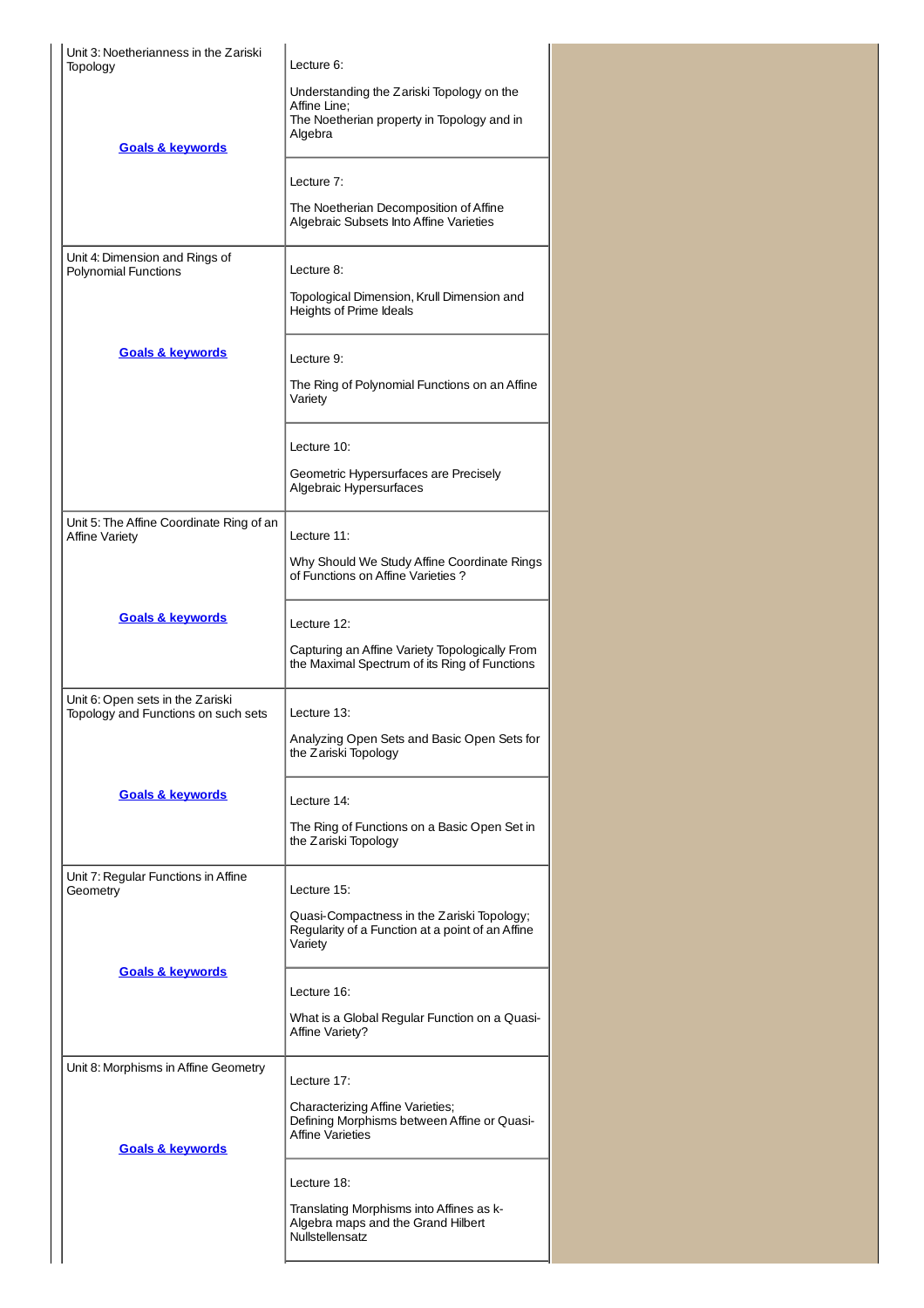| Unit | Lectures |
| --- | --- |
| Unit 3: Noetherianness in the Zariski Topology<br><br>**Goals & keywords** | Lecture 6:<br><br>Understanding the Zariski Topology on the Affine Line;<br>The Noetherian property in Topology and in Algebra |
| | Lecture 7:<br><br>The Noetherian Decomposition of Affine Algebraic Subsets Into Affine Varieties |
| Unit 4: Dimension and Rings of Polynomial Functions<br><br>**Goals & keywords** | Lecture 8:<br><br>Topological Dimension, Krull Dimension and Heights of Prime Ideals |
| | Lecture 9:<br><br>The Ring of Polynomial Functions on an Affine Variety |
| | Lecture 10:<br><br>Geometric Hypersurfaces are Precisely Algebraic Hypersurfaces |
| Unit 5: The Affine Coordinate Ring of an Affine Variety<br><br>**Goals & keywords** | Lecture 11:<br><br>Why Should We Study Affine Coordinate Rings of Functions on Affine Varieties ? |
| | Lecture 12:<br><br>Capturing an Affine Variety Topologically From the Maximal Spectrum of its Ring of Functions |
| Unit 6: Open sets in the Zariski Topology and Functions on such sets<br><br>**Goals & keywords** | Lecture 13:<br><br>Analyzing Open Sets and Basic Open Sets for the Zariski Topology |
| | Lecture 14:<br><br>The Ring of Functions on a Basic Open Set in the Zariski Topology |
| Unit 7: Regular Functions in Affine Geometry<br><br>**Goals & keywords** | Lecture 15:<br><br>Quasi-Compactness in the Zariski Topology;<br>Regularity of a Function at a point of an Affine Variety |
| | Lecture 16:<br><br>What is a Global Regular Function on a Quasi-Affine Variety? |
| Unit 8: Morphisms in Affine Geometry<br><br>**Goals & keywords** | Lecture 17:<br><br>Characterizing Affine Varieties;<br>Defining Morphisms between Affine or Quasi-Affine Varieties |
| | Lecture 18:<br><br>Translating Morphisms into Affines as k-Algebra maps and the Grand Hilbert Nullstellensatz |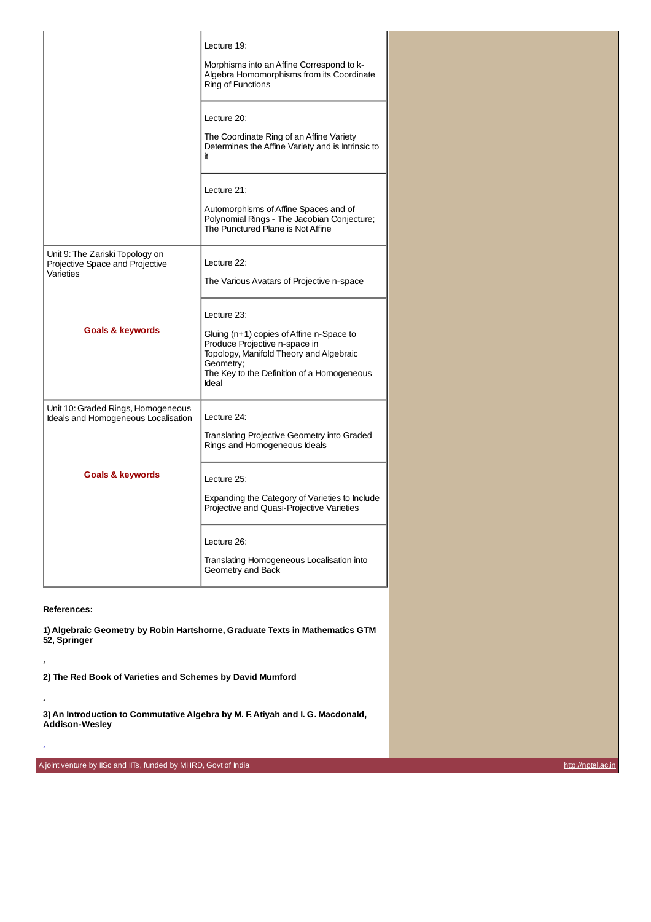| | |
|---|---|
| | Lecture 19:<br><br>Morphisms into an Affine Correspond to k-Algebra Homomorphisms from its Coordinate Ring of Functions |
| | Lecture 20:<br><br>The Coordinate Ring of an Affine Variety Determines the Affine Variety and is Intrinsic to it |
| | Lecture 21:<br><br>Automorphisms of Affine Spaces and of Polynomial Rings - The Jacobian Conjecture; The Punctured Plane is Not Affine |
| Unit 9: The Zariski Topology on Projective Space and Projective Varieties<br><br>**Goals & keywords** | Lecture 22:<br><br>The Various Avatars of Projective n-space |
| | Lecture 23:<br><br>Gluing (n+1) copies of Affine n-Space to Produce Projective n-space in Topology, Manifold Theory and Algebraic Geometry;<br>The Key to the Definition of a Homogeneous Ideal |
| Unit 10: Graded Rings, Homogeneous Ideals and Homogeneous Localisation<br><br>**Goals & keywords** | Lecture 24:<br><br>Translating Projective Geometry into Graded Rings and Homogeneous Ideals |
| | Lecture 25:<br><br>Expanding the Category of Varieties to Include Projective and Quasi-Projective Varieties |
| | Lecture 26:<br><br>Translating Homogeneous Localisation into Geometry and Back |

**References:**

**1) Algebraic Geometry by Robin Hartshorne, Graduate Texts in Mathematics GTM 52, Springer**

**2) The Red Book of Varieties and Schemes by David Mumford**

**3) An Introduction to Commutative Algebra by M. F. Atiyah and I. G. Macdonald, Addison-Wesley**

A joint venture by IISc and IITs, funded by MHRD, Govt of India http://nptel.ac.in